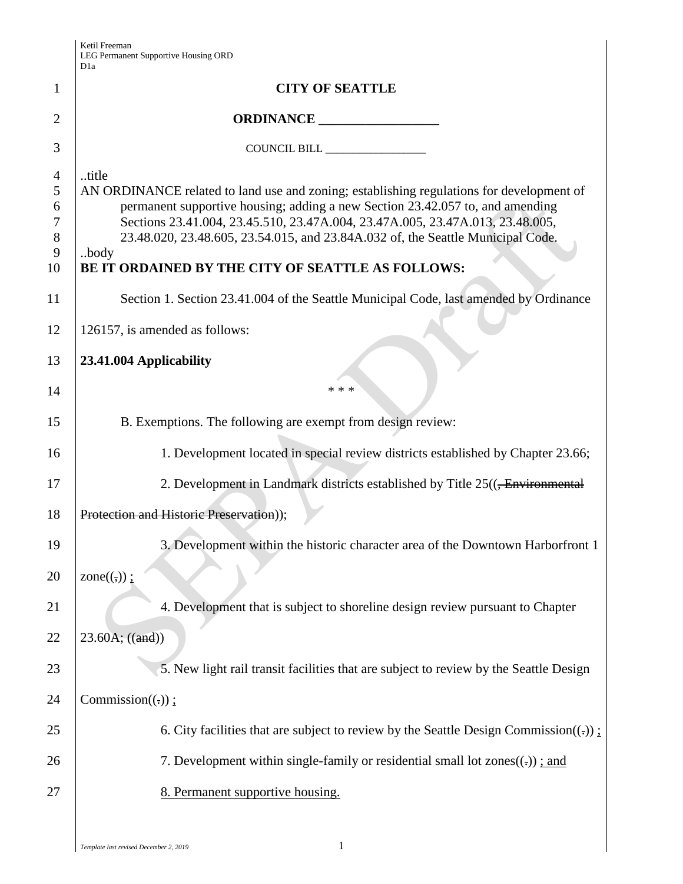Ketil Freeman
LEG Permanent Supportive Housing ORD
D1a

**CITY OF SEATTLE**

**ORDINANCE __________________**

COUNCIL BILL __________________

..title
AN ORDINANCE related to land use and zoning; establishing regulations for development of permanent supportive housing; adding a new Section 23.42.057 to, and amending Sections 23.41.004, 23.45.510, 23.47A.004, 23.47A.005, 23.47A.013, 23.48.005, 23.48.020, 23.48.605, 23.54.015, and 23.84A.032 of, the Seattle Municipal Code.
..body

**BE IT ORDAINED BY THE CITY OF SEATTLE AS FOLLOWS:**

Section 1. Section 23.41.004 of the Seattle Municipal Code, last amended by Ordinance 126157, is amended as follows:

**23.41.004 Applicability**

\* \* \*

B. Exemptions. The following are exempt from design review:

1. Development located in special review districts established by Chapter 23.66;

2. Development in Landmark districts established by Title 25((~~, Environmental Protection and Historic Preservation~~));

3. Development within the historic character area of the Downtown Harborfront 1 zone((~~,~~)) ;

4. Development that is subject to shoreline design review pursuant to Chapter 23.60A; ((~~and~~))

5. New light rail transit facilities that are subject to review by the Seattle Design Commission((~~.~~)) ;

6. City facilities that are subject to review by the Seattle Design Commission((~~.~~)) ;

7. Development within single-family or residential small lot zones((~~.~~)) ; and

8. Permanent supportive housing.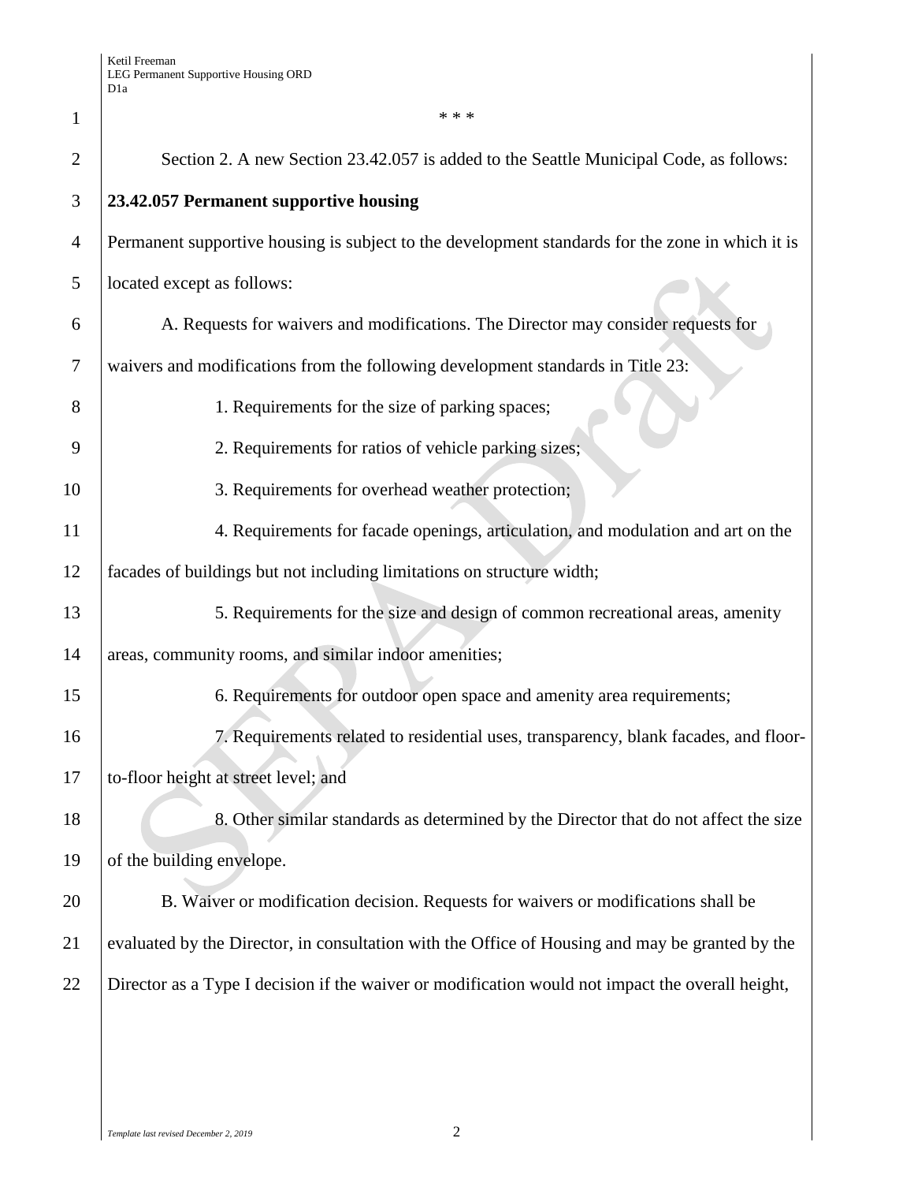\* \* \*

Section 2. A new Section 23.42.057 is added to the Seattle Municipal Code, as follows:

**23.42.057 Permanent supportive housing**

Permanent supportive housing is subject to the development standards for the zone in which it is located except as follows:

A. Requests for waivers and modifications. The Director may consider requests for waivers and modifications from the following development standards in Title 23:

1. Requirements for the size of parking spaces;

2. Requirements for ratios of vehicle parking sizes;

3. Requirements for overhead weather protection;

4. Requirements for facade openings, articulation, and modulation and art on the facades of buildings but not including limitations on structure width;

5. Requirements for the size and design of common recreational areas, amenity areas, community rooms, and similar indoor amenities;

6. Requirements for outdoor open space and amenity area requirements;

7. Requirements related to residential uses, transparency, blank facades, and floor-to-floor height at street level; and

8. Other similar standards as determined by the Director that do not affect the size of the building envelope.

B. Waiver or modification decision. Requests for waivers or modifications shall be evaluated by the Director, in consultation with the Office of Housing and may be granted by the Director as a Type I decision if the waiver or modification would not impact the overall height,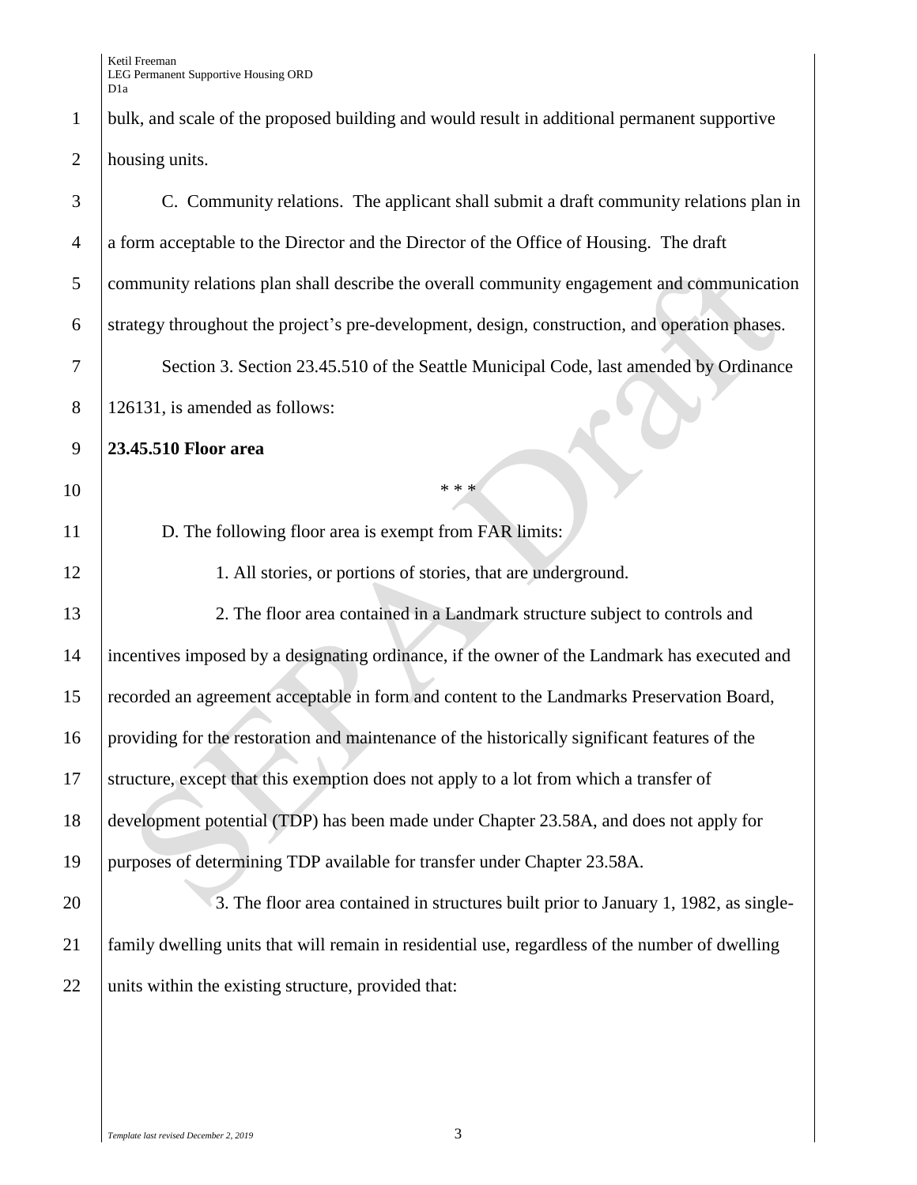bulk, and scale of the proposed building and would result in additional permanent supportive housing units.

C. Community relations. The applicant shall submit a draft community relations plan in a form acceptable to the Director and the Director of the Office of Housing. The draft community relations plan shall describe the overall community engagement and communication strategy throughout the project's pre-development, design, construction, and operation phases.

Section 3. Section 23.45.510 of the Seattle Municipal Code, last amended by Ordinance 126131, is amended as follows:

**23.45.510 Floor area**

\* \* \*

D. The following floor area is exempt from FAR limits:

1. All stories, or portions of stories, that are underground.

2. The floor area contained in a Landmark structure subject to controls and incentives imposed by a designating ordinance, if the owner of the Landmark has executed and recorded an agreement acceptable in form and content to the Landmarks Preservation Board, providing for the restoration and maintenance of the historically significant features of the structure, except that this exemption does not apply to a lot from which a transfer of development potential (TDP) has been made under Chapter 23.58A, and does not apply for purposes of determining TDP available for transfer under Chapter 23.58A.

3. The floor area contained in structures built prior to January 1, 1982, as single-family dwelling units that will remain in residential use, regardless of the number of dwelling units within the existing structure, provided that: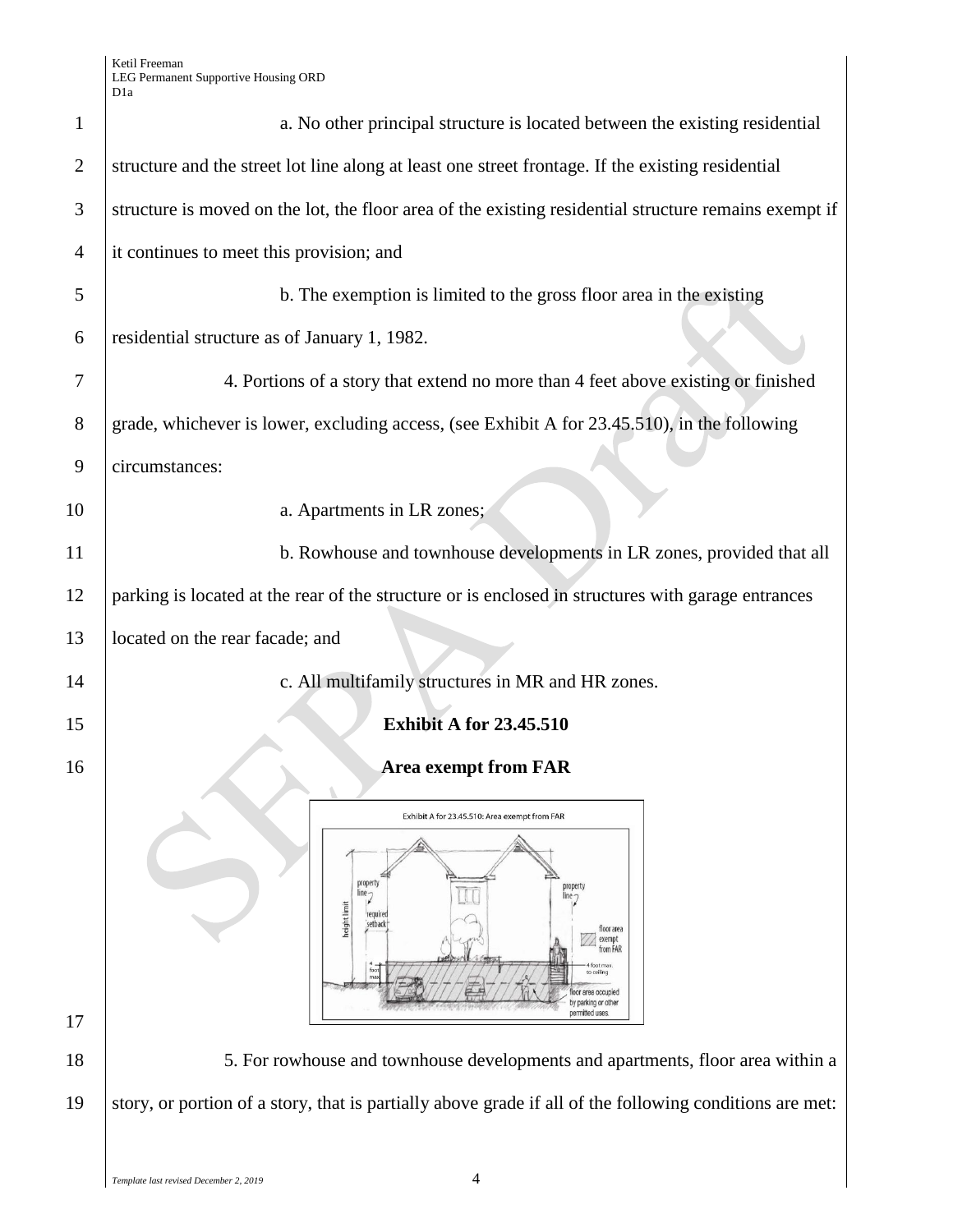a. No other principal structure is located between the existing residential structure and the street lot line along at least one street frontage. If the existing residential structure is moved on the lot, the floor area of the existing residential structure remains exempt if it continues to meet this provision; and

b. The exemption is limited to the gross floor area in the existing residential structure as of January 1, 1982.

4. Portions of a story that extend no more than 4 feet above existing or finished grade, whichever is lower, excluding access, (see Exhibit A for 23.45.510), in the following circumstances:

a. Apartments in LR zones;

b. Rowhouse and townhouse developments in LR zones, provided that all parking is located at the rear of the structure or is enclosed in structures with garage entrances located on the rear facade; and

c. All multifamily structures in MR and HR zones.

**Exhibit A for 23.45.510**

**Area exempt from FAR**

5. For rowhouse and townhouse developments and apartments, floor area within a story, or portion of a story, that is partially above grade if all of the following conditions are met: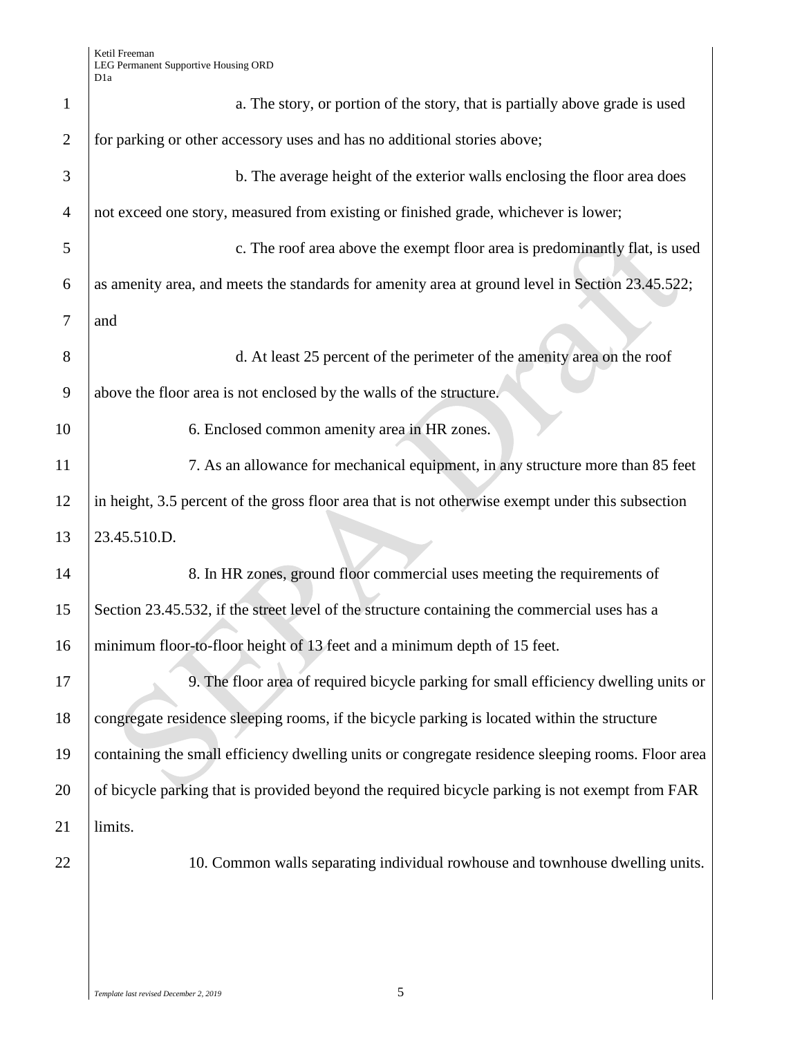a. The story, or portion of the story, that is partially above grade is used for parking or other accessory uses and has no additional stories above;

b. The average height of the exterior walls enclosing the floor area does not exceed one story, measured from existing or finished grade, whichever is lower;

c. The roof area above the exempt floor area is predominantly flat, is used as amenity area, and meets the standards for amenity area at ground level in Section 23.45.522; and

d. At least 25 percent of the perimeter of the amenity area on the roof above the floor area is not enclosed by the walls of the structure.

6. Enclosed common amenity area in HR zones.

7. As an allowance for mechanical equipment, in any structure more than 85 feet in height, 3.5 percent of the gross floor area that is not otherwise exempt under this subsection 23.45.510.D.

8. In HR zones, ground floor commercial uses meeting the requirements of Section 23.45.532, if the street level of the structure containing the commercial uses has a minimum floor-to-floor height of 13 feet and a minimum depth of 15 feet.

9. The floor area of required bicycle parking for small efficiency dwelling units or congregate residence sleeping rooms, if the bicycle parking is located within the structure containing the small efficiency dwelling units or congregate residence sleeping rooms. Floor area of bicycle parking that is provided beyond the required bicycle parking is not exempt from FAR limits.

10. Common walls separating individual rowhouse and townhouse dwelling units.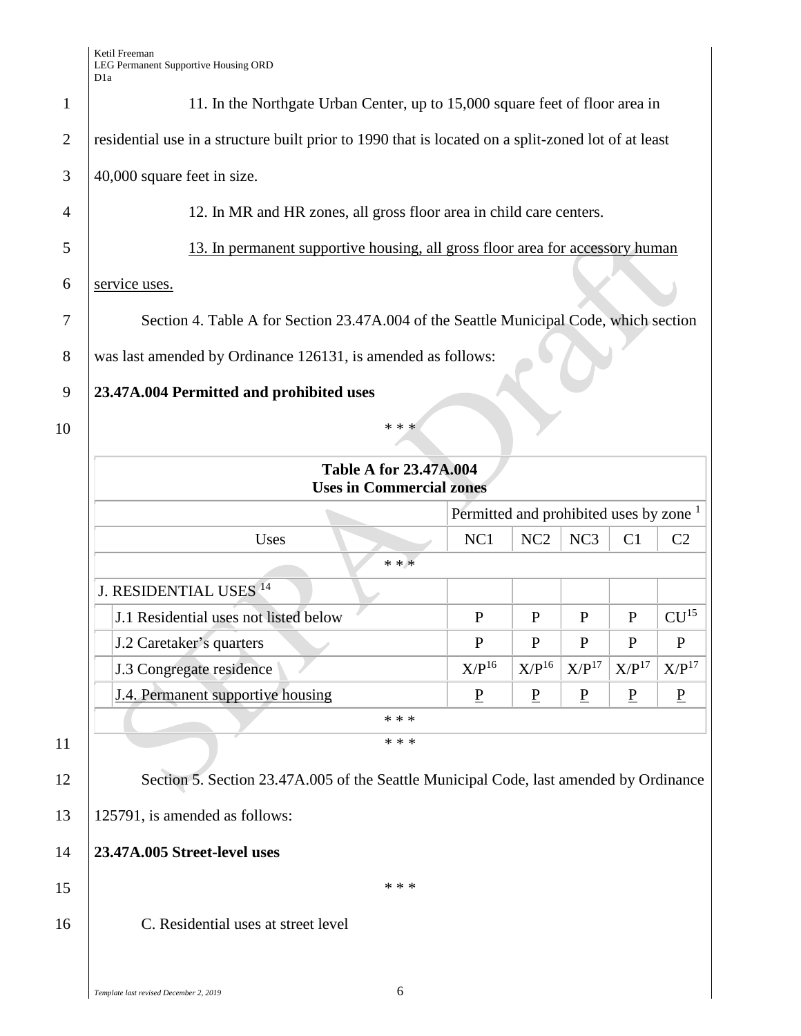11. In the Northgate Urban Center, up to 15,000 square feet of floor area in residential use in a structure built prior to 1990 that is located on a split-zoned lot of at least 40,000 square feet in size.

12. In MR and HR zones, all gross floor area in child care centers.

<u>13. In permanent supportive housing, all gross floor area for accessory human service uses.</u>

Section 4. Table A for Section 23.47A.004 of the Seattle Municipal Code, which section was last amended by Ordinance 126131, is amended as follows:

**23.47A.004 Permitted and prohibited uses**

\* \* \*

| Table A for 23.47A.004 Uses in Commercial zones | | | | | |
|---|---|---|---|---|---|
| | Permitted and prohibited uses by zone [1] | | | | |
| Uses | NC1 | NC2 | NC3 | C1 | C2 |
| * * * | | | | | |
| J. RESIDENTIAL USES [14] | | | | | |
| J.1 Residential uses not listed below | P | P | P | P | CU[15] |
| J.2 Caretaker's quarters | P | P | P | P | P |
| J.3 Congregate residence | X/P[16] | X/P[16] | X/P[17] | X/P[17] | X/P[17] |
| <u>J.4. Permanent supportive housing</u> | <u>P</u> | <u>P</u> | <u>P</u> | <u>P</u> | <u>P</u> |
| * * * | | | | | |

\* \* \*

Section 5. Section 23.47A.005 of the Seattle Municipal Code, last amended by Ordinance 125791, is amended as follows:

**23.47A.005 Street-level uses**

\* \* \*

C. Residential uses at street level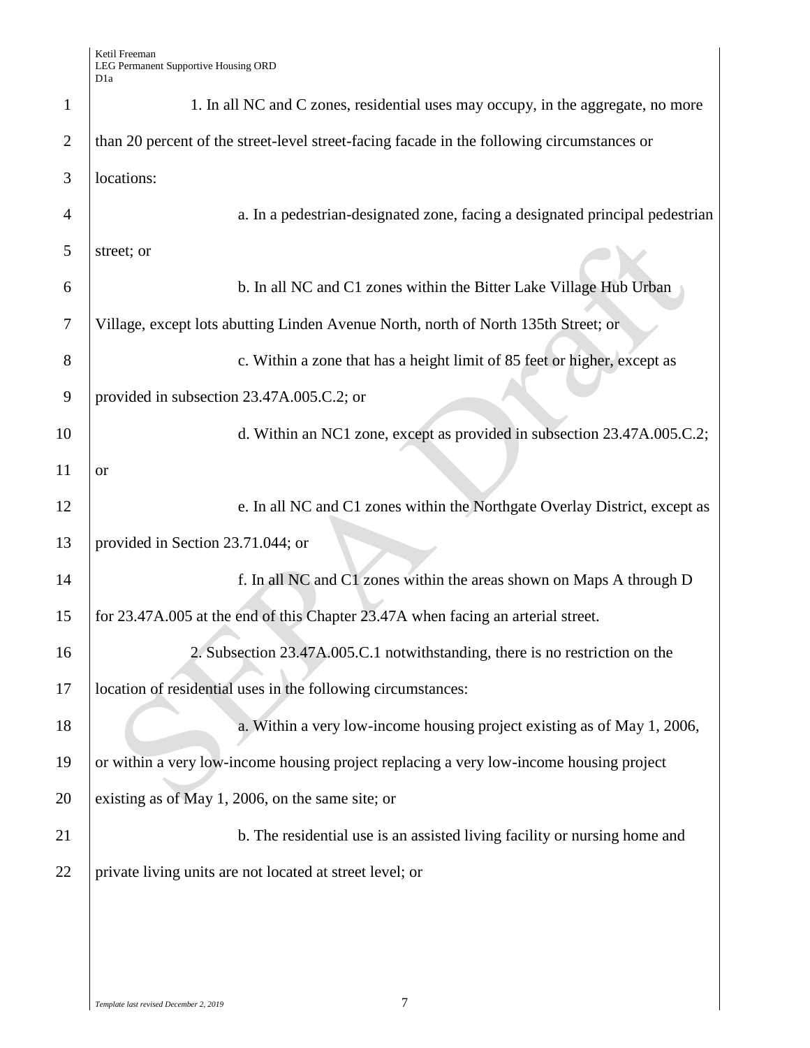1. In all NC and C zones, residential uses may occupy, in the aggregate, no more than 20 percent of the street-level street-facing facade in the following circumstances or locations:

a. In a pedestrian-designated zone, facing a designated principal pedestrian street; or

b. In all NC and C1 zones within the Bitter Lake Village Hub Urban Village, except lots abutting Linden Avenue North, north of North 135th Street; or

c. Within a zone that has a height limit of 85 feet or higher, except as provided in subsection 23.47A.005.C.2; or

d. Within an NC1 zone, except as provided in subsection 23.47A.005.C.2; or

e. In all NC and C1 zones within the Northgate Overlay District, except as provided in Section 23.71.044; or

f. In all NC and C1 zones within the areas shown on Maps A through D for 23.47A.005 at the end of this Chapter 23.47A when facing an arterial street.

2. Subsection 23.47A.005.C.1 notwithstanding, there is no restriction on the location of residential uses in the following circumstances:

a. Within a very low-income housing project existing as of May 1, 2006, or within a very low-income housing project replacing a very low-income housing project existing as of May 1, 2006, on the same site; or

b. The residential use is an assisted living facility or nursing home and private living units are not located at street level; or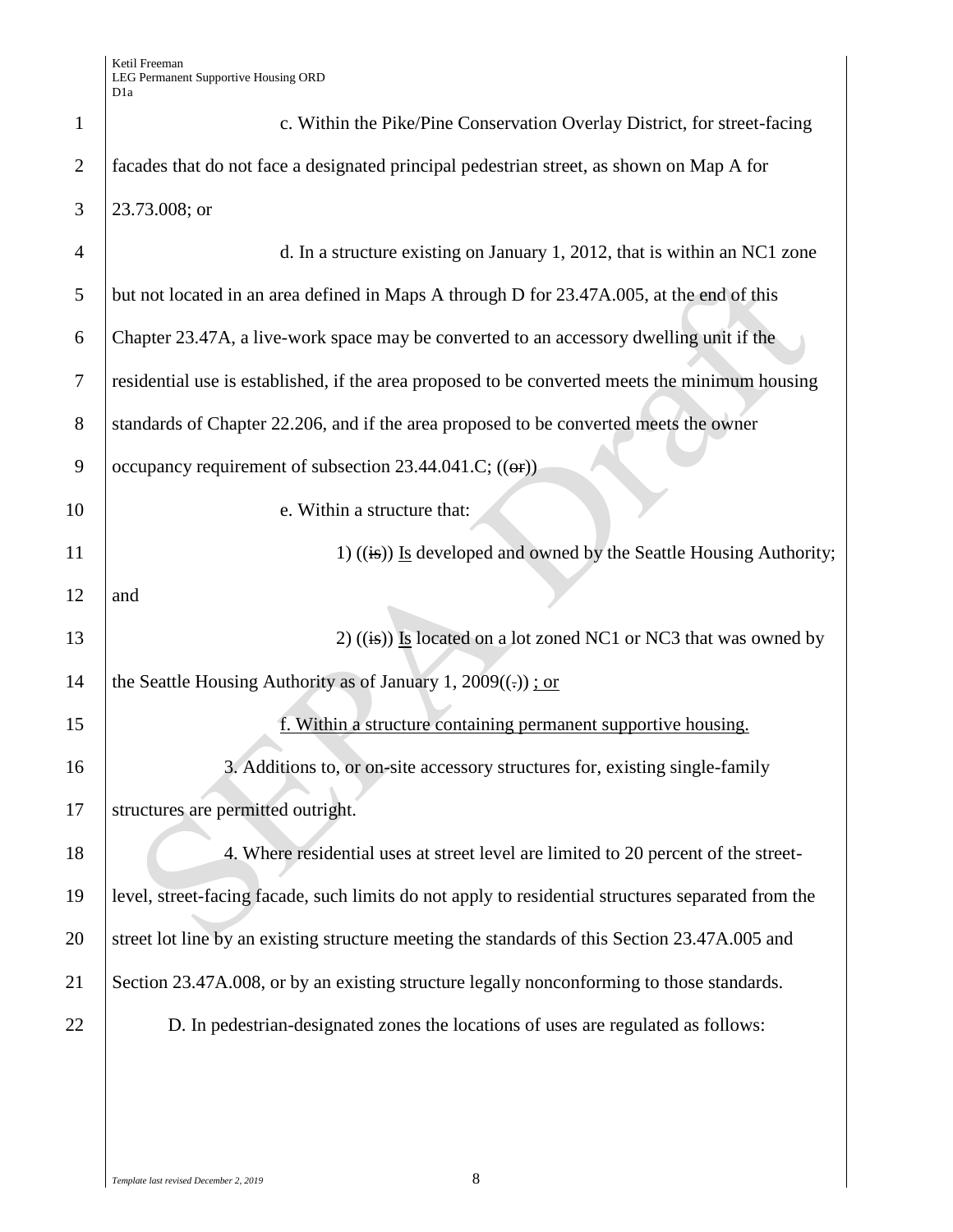c. Within the Pike/Pine Conservation Overlay District, for street-facing facades that do not face a designated principal pedestrian street, as shown on Map A for 23.73.008; or

d. In a structure existing on January 1, 2012, that is within an NC1 zone but not located in an area defined in Maps A through D for 23.47A.005, at the end of this Chapter 23.47A, a live-work space may be converted to an accessory dwelling unit if the residential use is established, if the area proposed to be converted meets the minimum housing standards of Chapter 22.206, and if the area proposed to be converted meets the owner occupancy requirement of subsection 23.44.041.C; ((~~or~~))

e. Within a structure that:

1) ((~~is~~)) <u>Is</u> developed and owned by the Seattle Housing Authority; and

2) ((~~is~~)) <u>Is</u> located on a lot zoned NC1 or NC3 that was owned by the Seattle Housing Authority as of January 1, 2009((~~.~~)) <u>; or</u>

<u>f. Within a structure containing permanent supportive housing.</u>

3. Additions to, or on-site accessory structures for, existing single-family structures are permitted outright.

4. Where residential uses at street level are limited to 20 percent of the street-level, street-facing facade, such limits do not apply to residential structures separated from the street lot line by an existing structure meeting the standards of this Section 23.47A.005 and Section 23.47A.008, or by an existing structure legally nonconforming to those standards.

D. In pedestrian-designated zones the locations of uses are regulated as follows: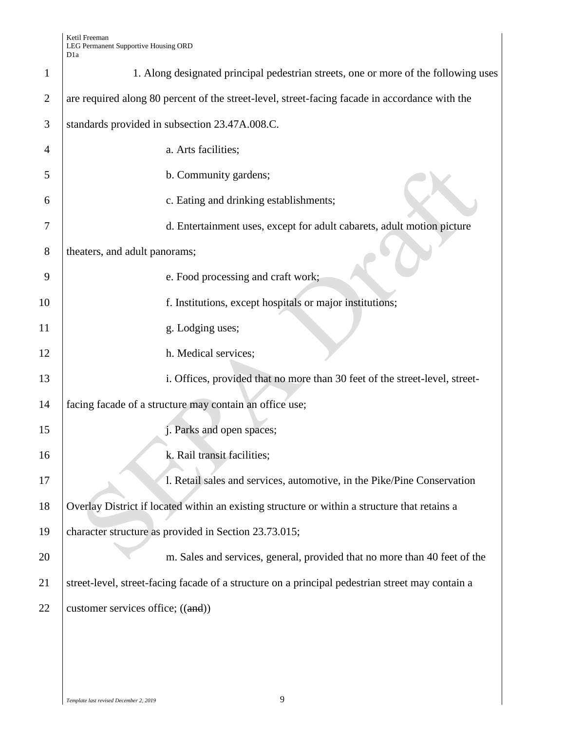1. Along designated principal pedestrian streets, one or more of the following uses are required along 80 percent of the street-level, street-facing facade in accordance with the standards provided in subsection 23.47A.008.C.

a. Arts facilities;

b. Community gardens;

c. Eating and drinking establishments;

d. Entertainment uses, except for adult cabarets, adult motion picture theaters, and adult panoramas;

e. Food processing and craft work;

f. Institutions, except hospitals or major institutions;

g. Lodging uses;

h. Medical services;

i. Offices, provided that no more than 30 feet of the street-level, street-facing facade of a structure may contain an office use;

j. Parks and open spaces;

k. Rail transit facilities;

l. Retail sales and services, automotive, in the Pike/Pine Conservation Overlay District if located within an existing structure or within a structure that retains a character structure as provided in Section 23.73.015;

m. Sales and services, general, provided that no more than 40 feet of the street-level, street-facing facade of a structure on a principal pedestrian street may contain a customer services office; ((~~and~~))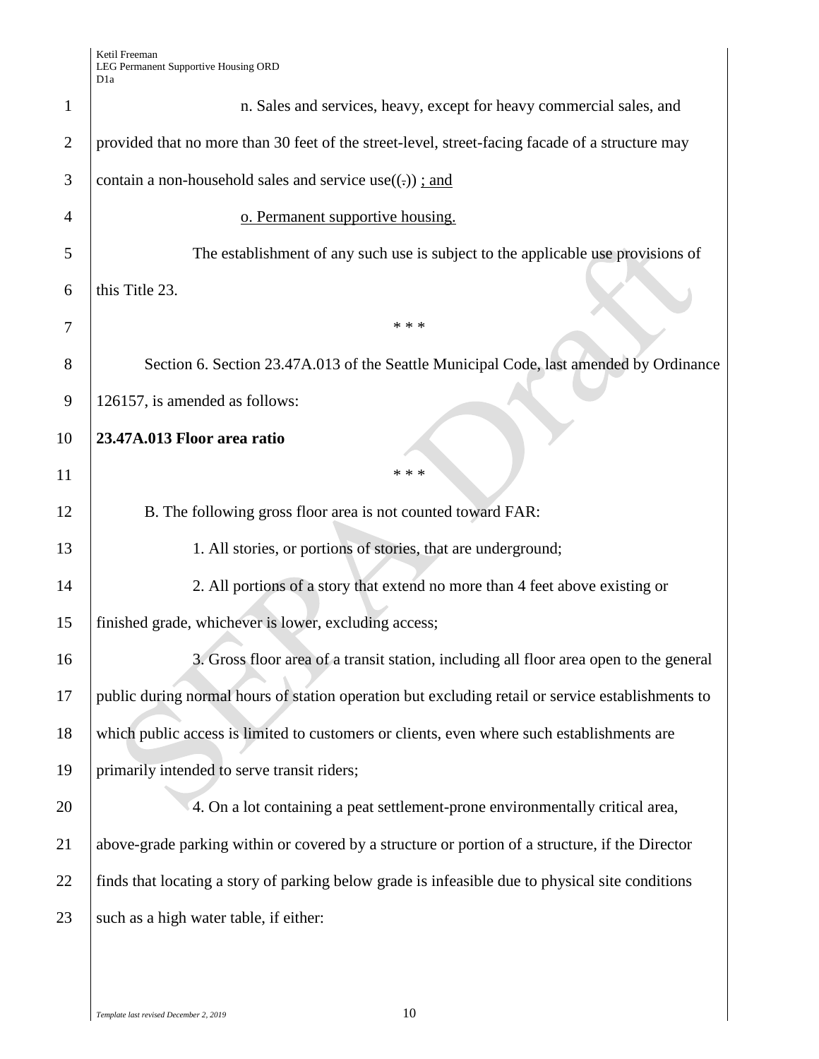n. Sales and services, heavy, except for heavy commercial sales, and provided that no more than 30 feet of the street-level, street-facing facade of a structure may contain a non-household sales and service use((.)) ; and

o. Permanent supportive housing.

The establishment of any such use is subject to the applicable use provisions of this Title 23.

* * *

Section 6. Section 23.47A.013 of the Seattle Municipal Code, last amended by Ordinance 126157, is amended as follows:

**23.47A.013 Floor area ratio**

* * *

B. The following gross floor area is not counted toward FAR:

1. All stories, or portions of stories, that are underground;

2. All portions of a story that extend no more than 4 feet above existing or finished grade, whichever is lower, excluding access;

3. Gross floor area of a transit station, including all floor area open to the general public during normal hours of station operation but excluding retail or service establishments to which public access is limited to customers or clients, even where such establishments are primarily intended to serve transit riders;

4. On a lot containing a peat settlement-prone environmentally critical area, above-grade parking within or covered by a structure or portion of a structure, if the Director finds that locating a story of parking below grade is infeasible due to physical site conditions such as a high water table, if either: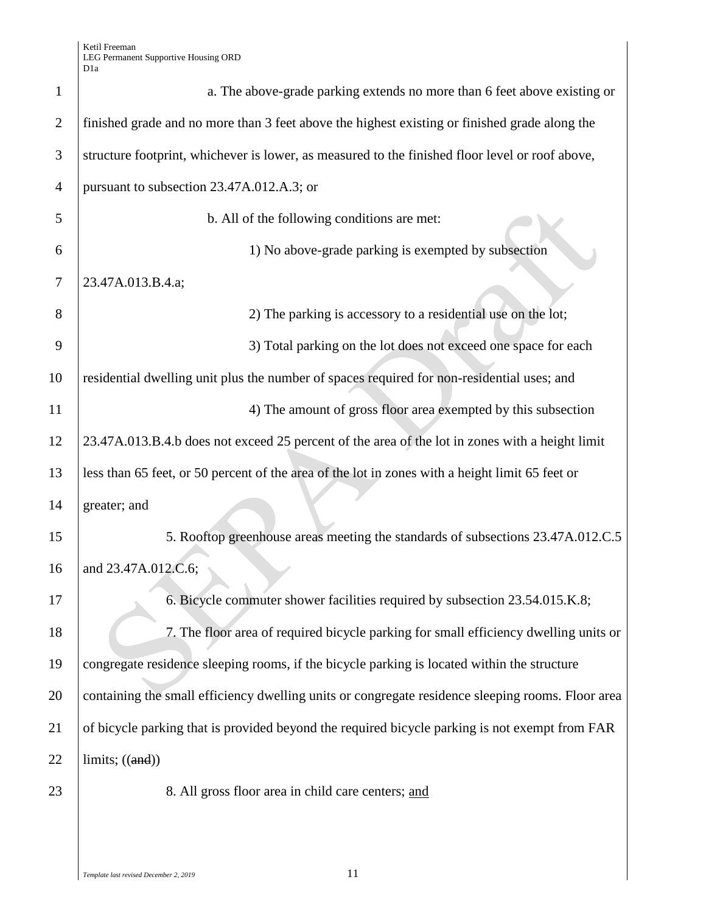a. The above-grade parking extends no more than 6 feet above existing or finished grade and no more than 3 feet above the highest existing or finished grade along the structure footprint, whichever is lower, as measured to the finished floor level or roof above, pursuant to subsection 23.47A.012.A.3; or

b. All of the following conditions are met:

1) No above-grade parking is exempted by subsection 23.47A.013.B.4.a;

2) The parking is accessory to a residential use on the lot;

3) Total parking on the lot does not exceed one space for each residential dwelling unit plus the number of spaces required for non-residential uses; and

4) The amount of gross floor area exempted by this subsection 23.47A.013.B.4.b does not exceed 25 percent of the area of the lot in zones with a height limit less than 65 feet, or 50 percent of the area of the lot in zones with a height limit 65 feet or greater; and

5. Rooftop greenhouse areas meeting the standards of subsections 23.47A.012.C.5 and 23.47A.012.C.6;

6. Bicycle commuter shower facilities required by subsection 23.54.015.K.8;

7. The floor area of required bicycle parking for small efficiency dwelling units or congregate residence sleeping rooms, if the bicycle parking is located within the structure containing the small efficiency dwelling units or congregate residence sleeping rooms. Floor area of bicycle parking that is provided beyond the required bicycle parking is not exempt from FAR limits; ((~~and~~))

8. All gross floor area in child care centers; <u>and</u>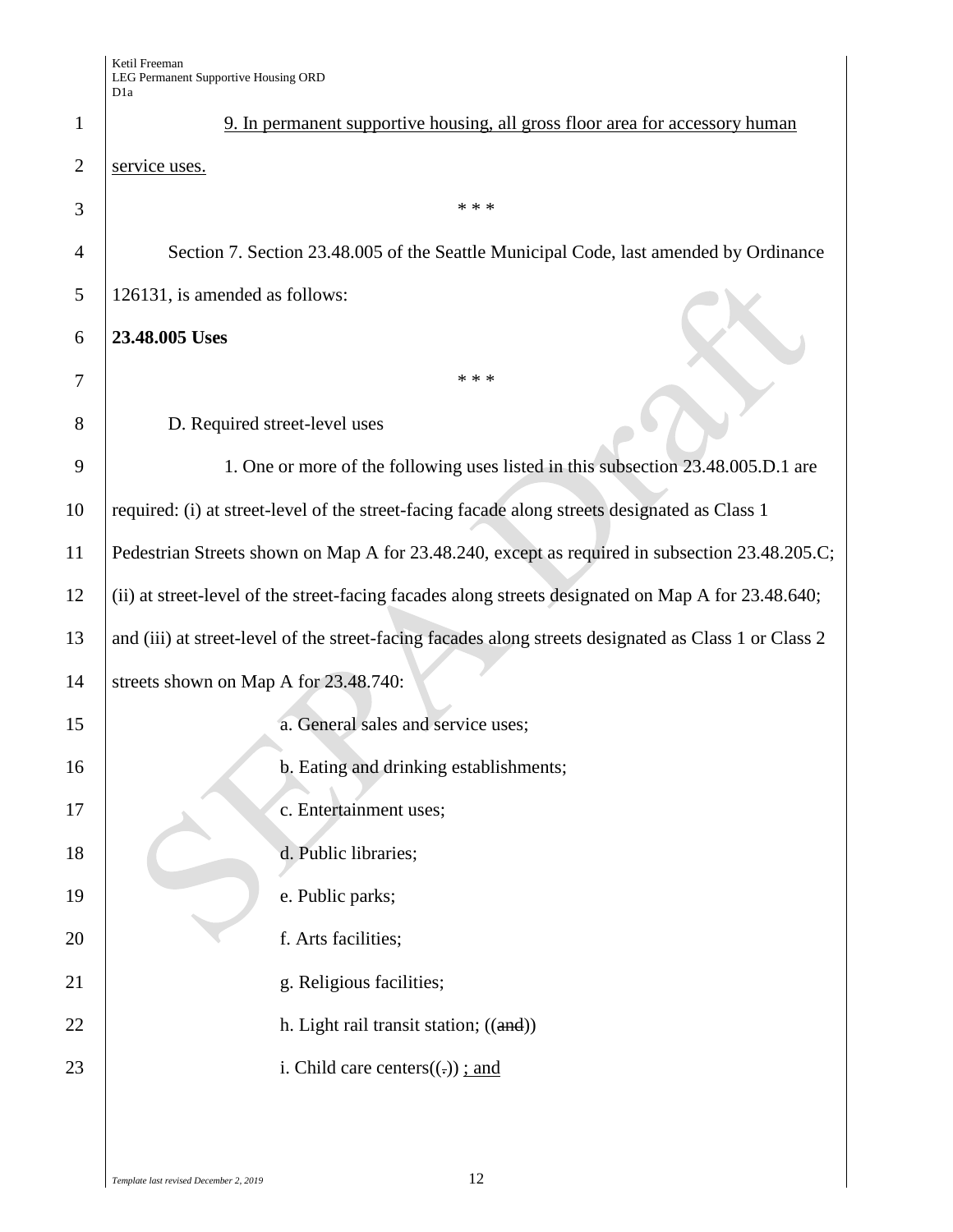<u>9. In permanent supportive housing, all gross floor area for accessory human service uses.</u>

\* \* \*

Section 7. Section 23.48.005 of the Seattle Municipal Code, last amended by Ordinance 126131, is amended as follows:

**23.48.005 Uses**

\* \* \*

D. Required street-level uses

1. One or more of the following uses listed in this subsection 23.48.005.D.1 are required: (i) at street-level of the street-facing facade along streets designated as Class 1 Pedestrian Streets shown on Map A for 23.48.240, except as required in subsection 23.48.205.C; (ii) at street-level of the street-facing facades along streets designated on Map A for 23.48.640; and (iii) at street-level of the street-facing facades along streets designated as Class 1 or Class 2 streets shown on Map A for 23.48.740:

a. General sales and service uses;

b. Eating and drinking establishments;

c. Entertainment uses;

d. Public libraries;

e. Public parks;

f. Arts facilities;

g. Religious facilities;

h. Light rail transit station; ((~~and~~))

i. Child care centers((~~.~~)) <u>; and</u>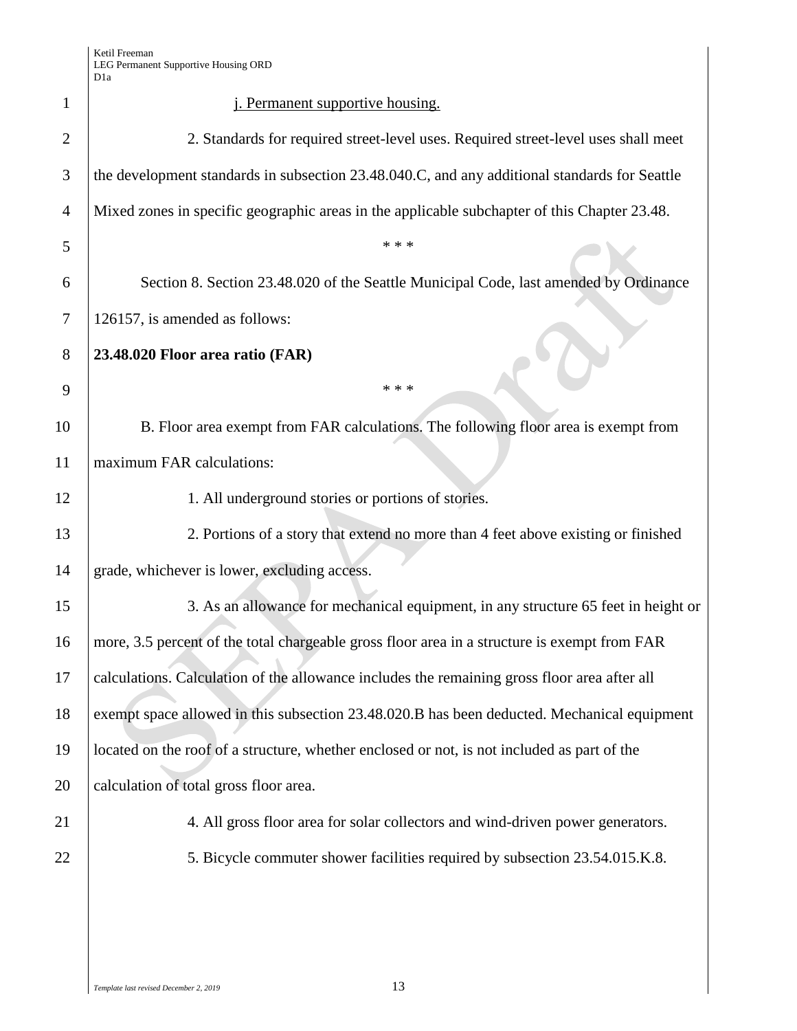<u>j. Permanent supportive housing.</u>

2. Standards for required street-level uses. Required street-level uses shall meet the development standards in subsection 23.48.040.C, and any additional standards for Seattle Mixed zones in specific geographic areas in the applicable subchapter of this Chapter 23.48.

\* \* \*

Section 8. Section 23.48.020 of the Seattle Municipal Code, last amended by Ordinance 126157, is amended as follows:

**23.48.020 Floor area ratio (FAR)**

\* \* \*

B. Floor area exempt from FAR calculations. The following floor area is exempt from maximum FAR calculations:

1. All underground stories or portions of stories.

2. Portions of a story that extend no more than 4 feet above existing or finished grade, whichever is lower, excluding access.

3. As an allowance for mechanical equipment, in any structure 65 feet in height or more, 3.5 percent of the total chargeable gross floor area in a structure is exempt from FAR calculations. Calculation of the allowance includes the remaining gross floor area after all exempt space allowed in this subsection 23.48.020.B has been deducted. Mechanical equipment located on the roof of a structure, whether enclosed or not, is not included as part of the calculation of total gross floor area.

4. All gross floor area for solar collectors and wind-driven power generators.

5. Bicycle commuter shower facilities required by subsection 23.54.015.K.8.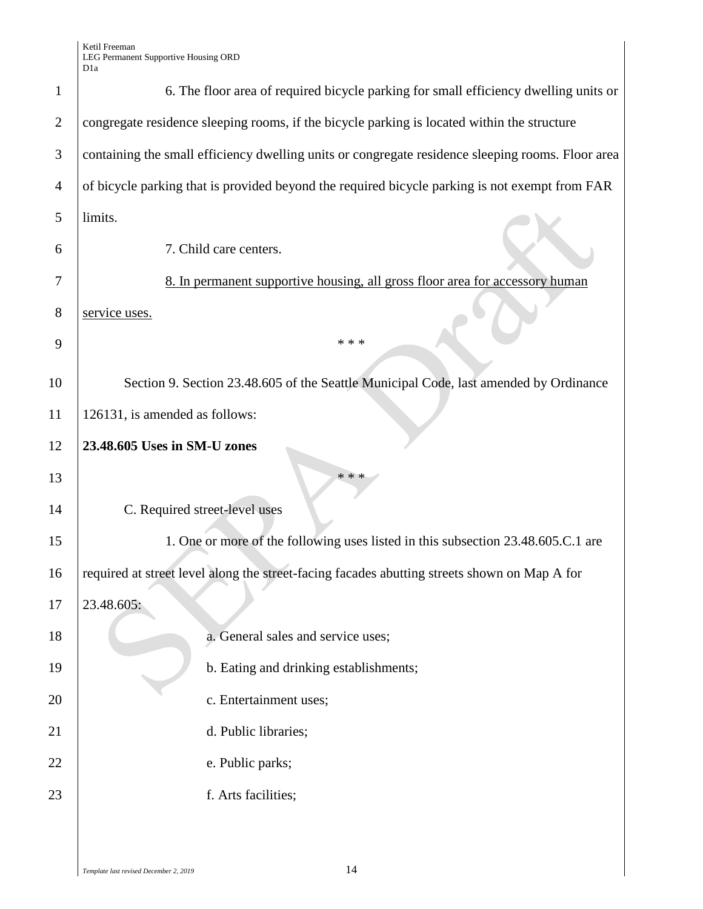6. The floor area of required bicycle parking for small efficiency dwelling units or congregate residence sleeping rooms, if the bicycle parking is located within the structure containing the small efficiency dwelling units or congregate residence sleeping rooms. Floor area of bicycle parking that is provided beyond the required bicycle parking is not exempt from FAR limits.

7. Child care centers.

<u>8. In permanent supportive housing, all gross floor area for accessory human service uses.</u>

\* \* \*

Section 9. Section 23.48.605 of the Seattle Municipal Code, last amended by Ordinance 126131, is amended as follows:

**23.48.605 Uses in SM-U zones**

\* \* \*

C. Required street-level uses

1. One or more of the following uses listed in this subsection 23.48.605.C.1 are required at street level along the street-facing facades abutting streets shown on Map A for 23.48.605:

a. General sales and service uses;

b. Eating and drinking establishments;

c. Entertainment uses;

d. Public libraries;

e. Public parks;

f. Arts facilities;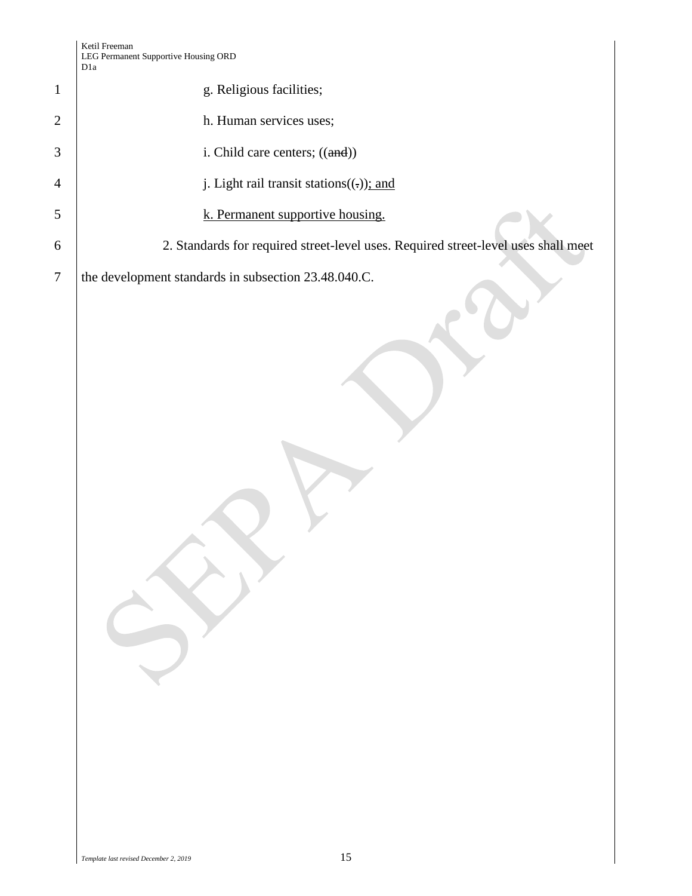g. Religious facilities;

h. Human services uses;

i. Child care centers; ((~~and~~))

j. Light rail transit stations((~~.~~)); and

k. Permanent supportive housing.

2. Standards for required street-level uses. Required street-level uses shall meet the development standards in subsection 23.48.040.C.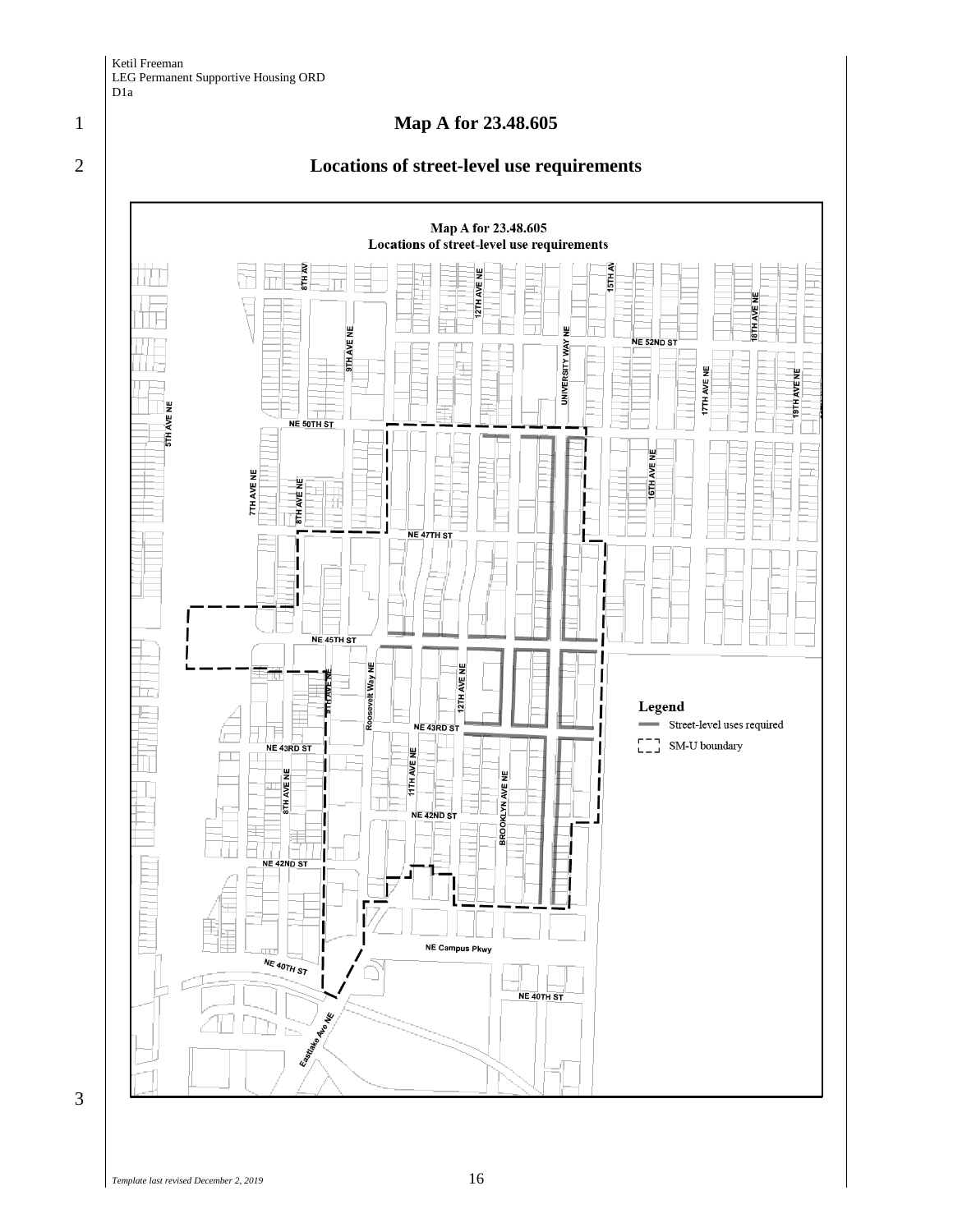# Map A for 23.48.605

## Locations of street-level use requirements

Map A for 23.48.605
Locations of street-level use requirements

Legend
- Street-level uses required
- SM-U boundary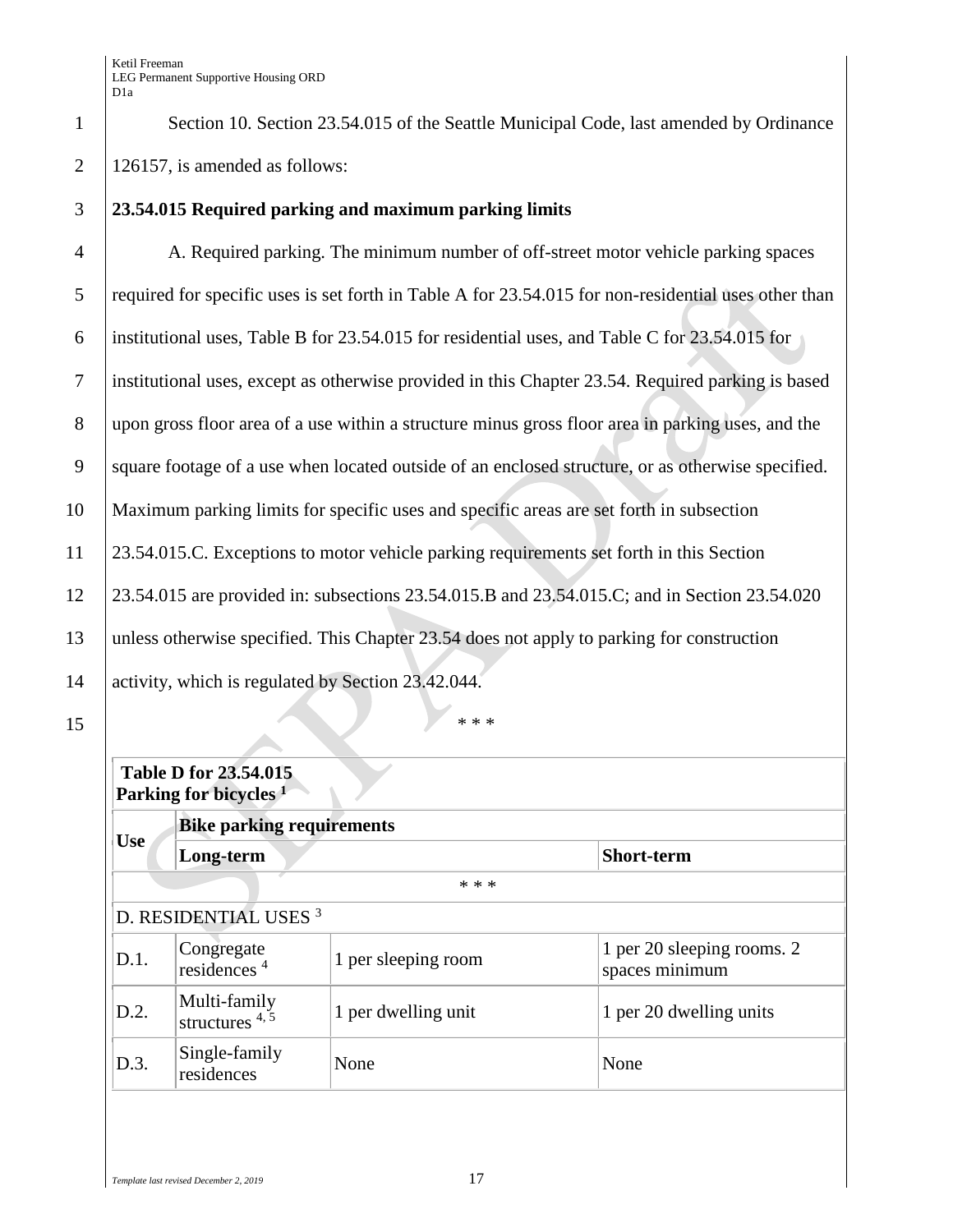Section 10. Section 23.54.015 of the Seattle Municipal Code, last amended by Ordinance 126157, is amended as follows:

**23.54.015 Required parking and maximum parking limits**

A. Required parking. The minimum number of off-street motor vehicle parking spaces required for specific uses is set forth in Table A for 23.54.015 for non-residential uses other than institutional uses, Table B for 23.54.015 for residential uses, and Table C for 23.54.015 for institutional uses, except as otherwise provided in this Chapter 23.54. Required parking is based upon gross floor area of a use within a structure minus gross floor area in parking uses, and the square footage of a use when located outside of an enclosed structure, or as otherwise specified. Maximum parking limits for specific uses and specific areas are set forth in subsection 23.54.015.C. Exceptions to motor vehicle parking requirements set forth in this Section 23.54.015 are provided in: subsections 23.54.015.B and 23.54.015.C; and in Section 23.54.020 unless otherwise specified. This Chapter 23.54 does not apply to parking for construction activity, which is regulated by Section 23.42.044.

\* \* \*

| **Table D for 23.54.015 Parking for bicycles [1]** | | | |
|---|---|---|---|
| **Use** | | **Bike parking requirements** | |
| | | **Long-term** | **Short-term** |
| \* \* \* | | | |
| D. RESIDENTIAL USES [3] | | | |
| D.1. | Congregate residences [4] | 1 per sleeping room | 1 per 20 sleeping rooms. 2 spaces minimum |
| D.2. | Multi-family structures [4, 5] | 1 per dwelling unit | 1 per 20 dwelling units |
| D.3. | Single-family residences | None | None |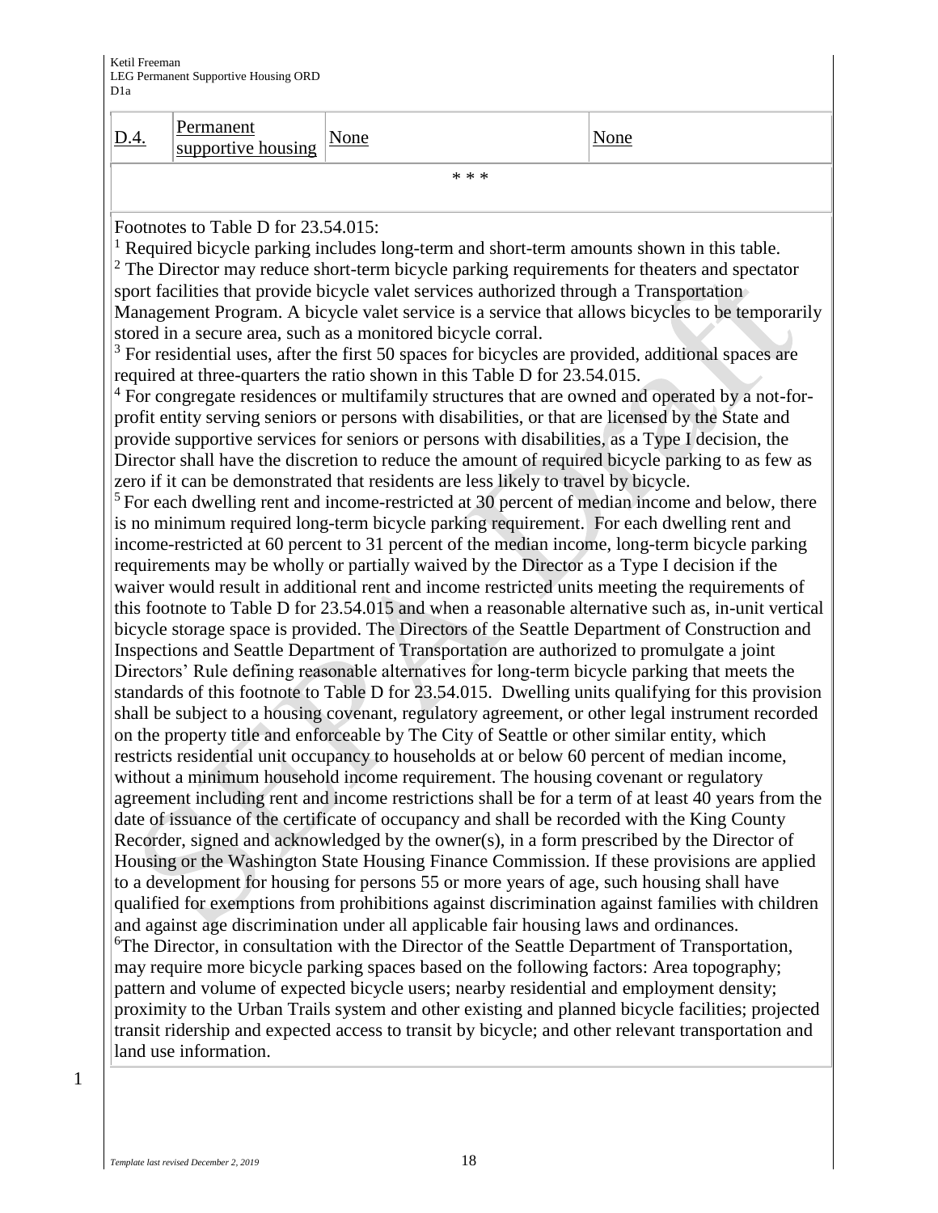| D.4. | Permanent supportive housing | None | None |
|---|---|---|---|
| * * * | | | |

Footnotes to Table D for 23.54.015:

[1] Required bicycle parking includes long-term and short-term amounts shown in this table.

[2] The Director may reduce short-term bicycle parking requirements for theaters and spectator sport facilities that provide bicycle valet services authorized through a Transportation Management Program. A bicycle valet service is a service that allows bicycles to be temporarily stored in a secure area, such as a monitored bicycle corral.

[3] For residential uses, after the first 50 spaces for bicycles are provided, additional spaces are required at three-quarters the ratio shown in this Table D for 23.54.015.

[4] For congregate residences or multifamily structures that are owned and operated by a not-for-profit entity serving seniors or persons with disabilities, or that are licensed by the State and provide supportive services for seniors or persons with disabilities, as a Type I decision, the Director shall have the discretion to reduce the amount of required bicycle parking to as few as zero if it can be demonstrated that residents are less likely to travel by bicycle.

[5] For each dwelling rent and income-restricted at 30 percent of median income and below, there is no minimum required long-term bicycle parking requirement. For each dwelling rent and income-restricted at 60 percent to 31 percent of the median income, long-term bicycle parking requirements may be wholly or partially waived by the Director as a Type I decision if the waiver would result in additional rent and income restricted units meeting the requirements of this footnote to Table D for 23.54.015 and when a reasonable alternative such as, in-unit vertical bicycle storage space is provided. The Directors of the Seattle Department of Construction and Inspections and Seattle Department of Transportation are authorized to promulgate a joint Directors' Rule defining reasonable alternatives for long-term bicycle parking that meets the standards of this footnote to Table D for 23.54.015. Dwelling units qualifying for this provision shall be subject to a housing covenant, regulatory agreement, or other legal instrument recorded on the property title and enforceable by The City of Seattle or other similar entity, which restricts residential unit occupancy to households at or below 60 percent of median income, without a minimum household income requirement. The housing covenant or regulatory agreement including rent and income restrictions shall be for a term of at least 40 years from the date of issuance of the certificate of occupancy and shall be recorded with the King County Recorder, signed and acknowledged by the owner(s), in a form prescribed by the Director of Housing or the Washington State Housing Finance Commission. If these provisions are applied to a development for housing for persons 55 or more years of age, such housing shall have qualified for exemptions from prohibitions against discrimination against families with children and against age discrimination under all applicable fair housing laws and ordinances.

[6] The Director, in consultation with the Director of the Seattle Department of Transportation, may require more bicycle parking spaces based on the following factors: Area topography; pattern and volume of expected bicycle users; nearby residential and employment density; proximity to the Urban Trails system and other existing and planned bicycle facilities; projected transit ridership and expected access to transit by bicycle; and other relevant transportation and land use information.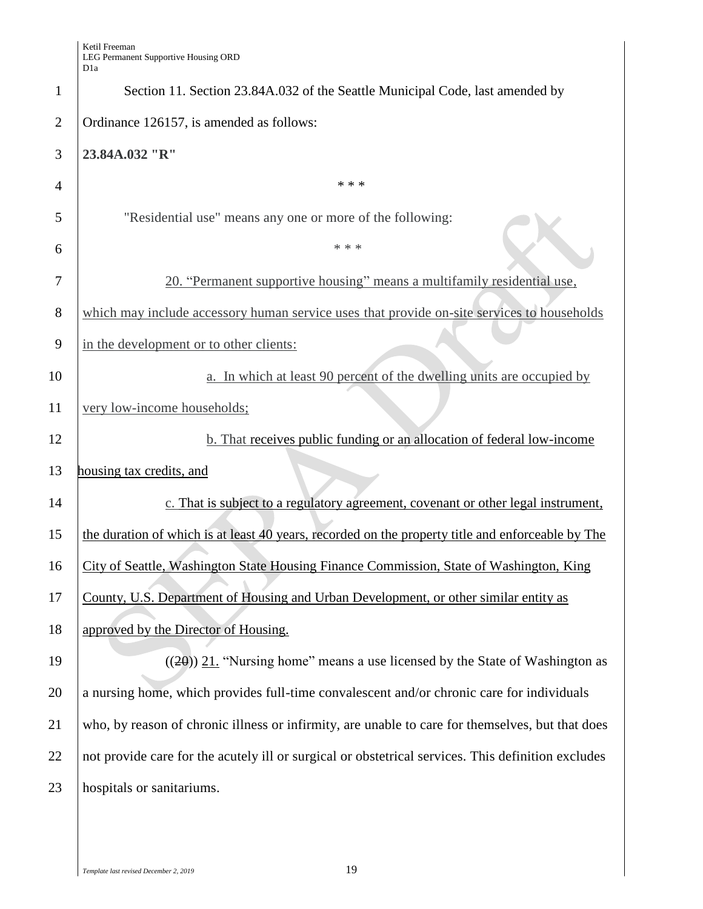Section 11. Section 23.84A.032 of the Seattle Municipal Code, last amended by Ordinance 126157, is amended as follows:

**23.84A.032 "R"**

\* \* \*

"Residential use" means any one or more of the following:

\* \* \*

20. "Permanent supportive housing" means a multifamily residential use, which may include accessory human service uses that provide on-site services to households in the development or to other clients:

a. In which at least 90 percent of the dwelling units are occupied by very low-income households;

b. That receives public funding or an allocation of federal low-income housing tax credits, and

c. That is subject to a regulatory agreement, covenant or other legal instrument, the duration of which is at least 40 years, recorded on the property title and enforceable by The City of Seattle, Washington State Housing Finance Commission, State of Washington, King County, U.S. Department of Housing and Urban Development, or other similar entity as approved by the Director of Housing.

((~~20~~)) 21. "Nursing home" means a use licensed by the State of Washington as a nursing home, which provides full-time convalescent and/or chronic care for individuals who, by reason of chronic illness or infirmity, are unable to care for themselves, but that does not provide care for the acutely ill or surgical or obstetrical services. This definition excludes hospitals or sanitariums.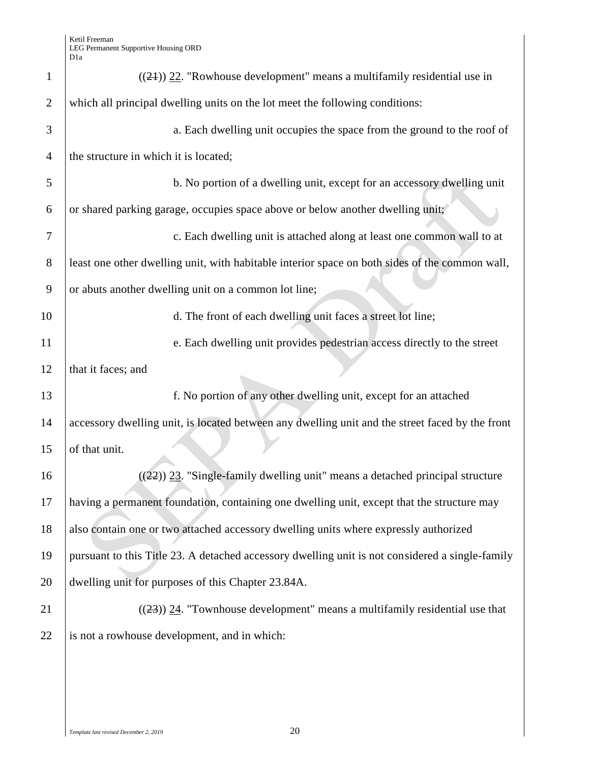((21)) 22. "Rowhouse development" means a multifamily residential use in which all principal dwelling units on the lot meet the following conditions:

a. Each dwelling unit occupies the space from the ground to the roof of the structure in which it is located;

b. No portion of a dwelling unit, except for an accessory dwelling unit or shared parking garage, occupies space above or below another dwelling unit;

c. Each dwelling unit is attached along at least one common wall to at least one other dwelling unit, with habitable interior space on both sides of the common wall, or abuts another dwelling unit on a common lot line;

d. The front of each dwelling unit faces a street lot line;

e. Each dwelling unit provides pedestrian access directly to the street that it faces; and

f. No portion of any other dwelling unit, except for an attached accessory dwelling unit, is located between any dwelling unit and the street faced by the front of that unit.

((22)) 23. "Single-family dwelling unit" means a detached principal structure having a permanent foundation, containing one dwelling unit, except that the structure may also contain one or two attached accessory dwelling units where expressly authorized pursuant to this Title 23. A detached accessory dwelling unit is not considered a single-family dwelling unit for purposes of this Chapter 23.84A.

((23)) 24. "Townhouse development" means a multifamily residential use that is not a rowhouse development, and in which: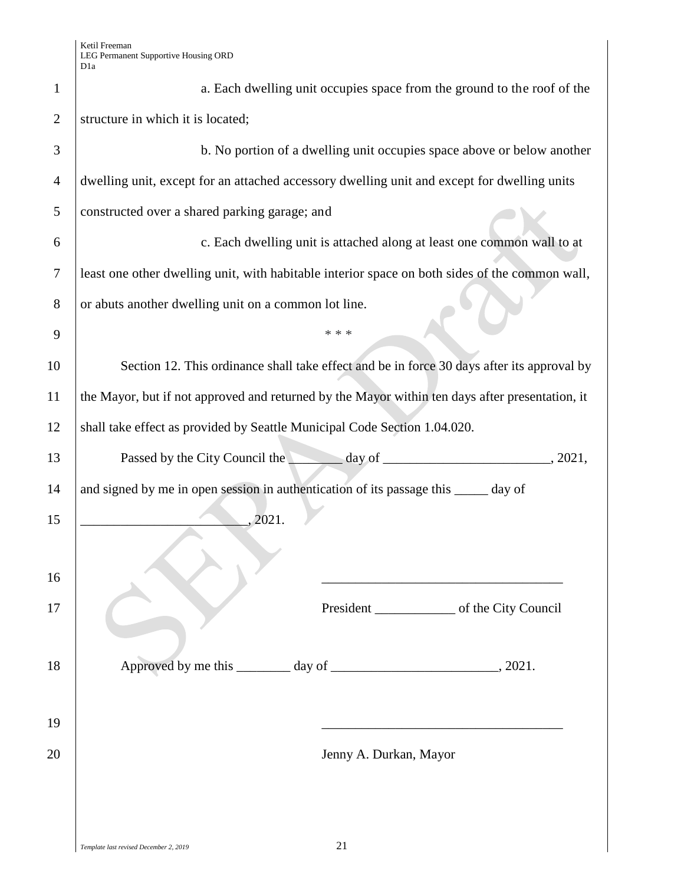a. Each dwelling unit occupies space from the ground to the roof of the structure in which it is located;

b. No portion of a dwelling unit occupies space above or below another dwelling unit, except for an attached accessory dwelling unit and except for dwelling units constructed over a shared parking garage; and

c. Each dwelling unit is attached along at least one common wall to at least one other dwelling unit, with habitable interior space on both sides of the common wall, or abuts another dwelling unit on a common lot line.

\* \* \*

Section 12. This ordinance shall take effect and be in force 30 days after its approval by the Mayor, but if not approved and returned by the Mayor within ten days after presentation, it shall take effect as provided by Seattle Municipal Code Section 1.04.020.

Passed by the City Council the ________ day of _________________________, 2021, and signed by me in open session in authentication of its passage this _____ day of _________________________, 2021.

____________________________________

President ____________ of the City Council

Approved by me this ________ day of _________________________, 2021.

____________________________________

Jenny A. Durkan, Mayor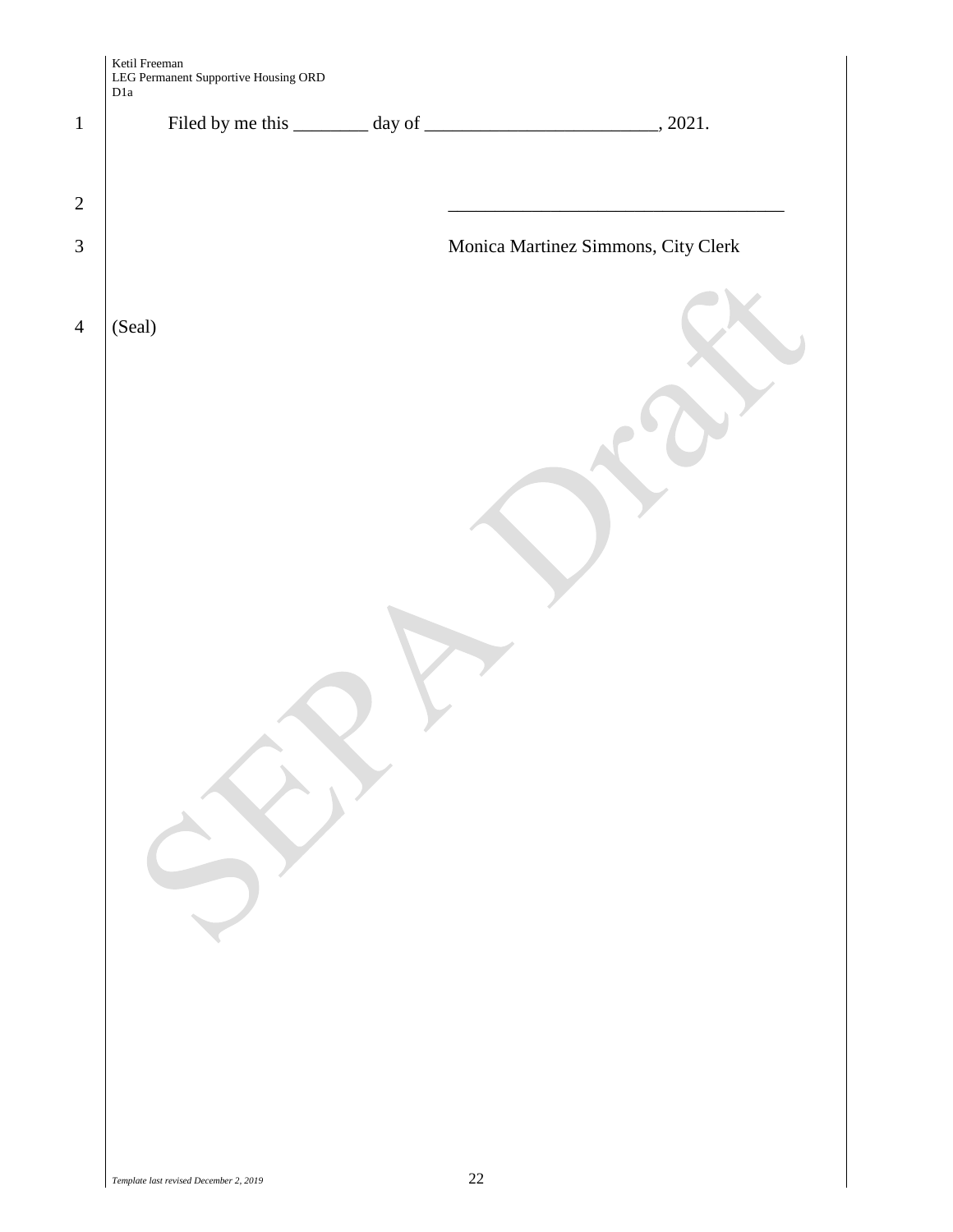Filed by me this ________ day of _________________________, 2021.

____________________________________

Monica Martinez Simmons, City Clerk

(Seal)